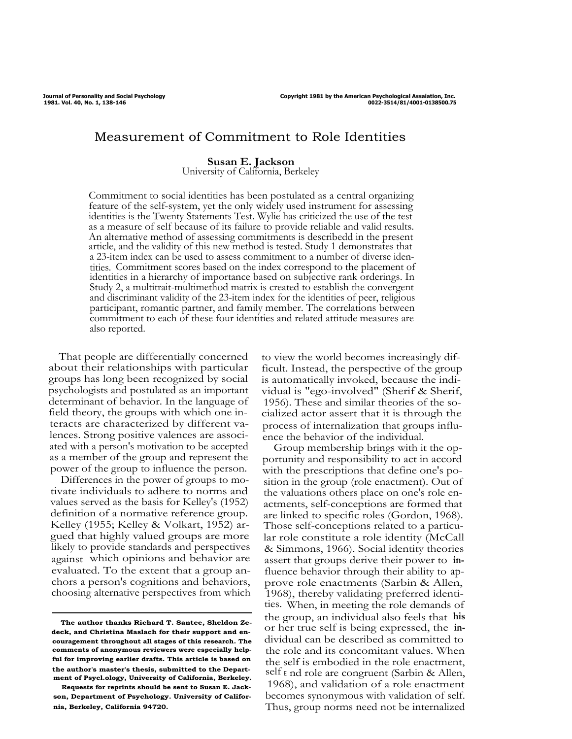# Measurement of Commitment to Role Identities

**Susan E. Jackson**
University of California, Berkeley

Commitment to social identities has been postulated as a central organizing feature of the self-system, yet the only widely used instrument for assessing identities is the Twenty Statements Test. Wylie has criticized the use of the test as a measure of self because of its failure to provide reliable and valid results. An alternative method of assessing commitments is describedd in the present article, and the validity of this new method is tested. Study 1 demonstrates that a 23-item index can be used to assess commitment to a number of diverse identities. Commitment scores based on the index correspond to the placement of identities in a hierarchy of importance based on subjective rank orderings. In Study 2, a multitrait-multimethod matrix is created to establish the convergent and discriminant validity of the 23-item index for the identities of peer, religious participant, romantic partner, and family member. The correlations between commitment to each of these four identities and related attitude measures are also reported.

That people are differentially concerned about their relationships with particular groups has long been recognized by social psychologists and postulated as an important determinant of behavior. In the language of field theory, the groups with which one interacts are characterized by different valences. Strong positive valences are associated with a person's motivation to be accepted as a member of the group and represent the power of the group to influence the person.

Differences in the power of groups to motivate individuals to adhere to norms and values served as the basis for Kelley's (1952) definition of a normative reference group. Kelley (1955; Kelley & Volkart, 1952) argued that highly valued groups are more likely to provide standards and perspectives against which opinions and behavior are evaluated. To the extent that a group anchors a person's cognitions and behaviors, choosing alternative perspectives from which to view the world becomes increasingly difficult. Instead, the perspective of the group is automatically invoked, because the individual is "ego-involved" (Sherif & Sherif, 1956). These and similar theories of the socialized actor assert that it is through the process of internalization that groups influence the behavior of the individual.

Group membership brings with it the opportunity and responsibility to act in accord with the prescriptions that define one's position in the group (role enactment). Out of the valuations others place on one's role enactments, self-conceptions are formed that are linked to specific roles (Gordon, 1968). Those self-conceptions related to a particular role constitute a role identity (McCall & Simmons, 1966). Social identity theories assert that groups derive their power to influence behavior through their ability to approve role enactments (Sarbin & Allen, 1968), thereby validating preferred identities. When, in meeting the role demands of the group, an individual also feels that his or her true self is being expressed, the individual can be described as committed to the role and its concomitant values. When the self is embodied in the role enactment, self and role are congruent (Sarbin & Allen, 1968), and validation of a role enactment becomes synonymous with validation of self. Thus, group norms need not be internalized

---

**The author thanks Richard T. Santee, Sheldon Zedeck, and Christina Maslach for their support and encouragement throughout all stages of this research. The comments of anonymous reviewers were especially helpful for improving earlier drafts. This article is based on the author's master's thesis, submitted to the Department of Psycl.ology, University of California, Berkeley.**

**Requests for reprints should be sent to Susan E. Jackson, Department of Psychology. University of California, Berkeley, California 94720.**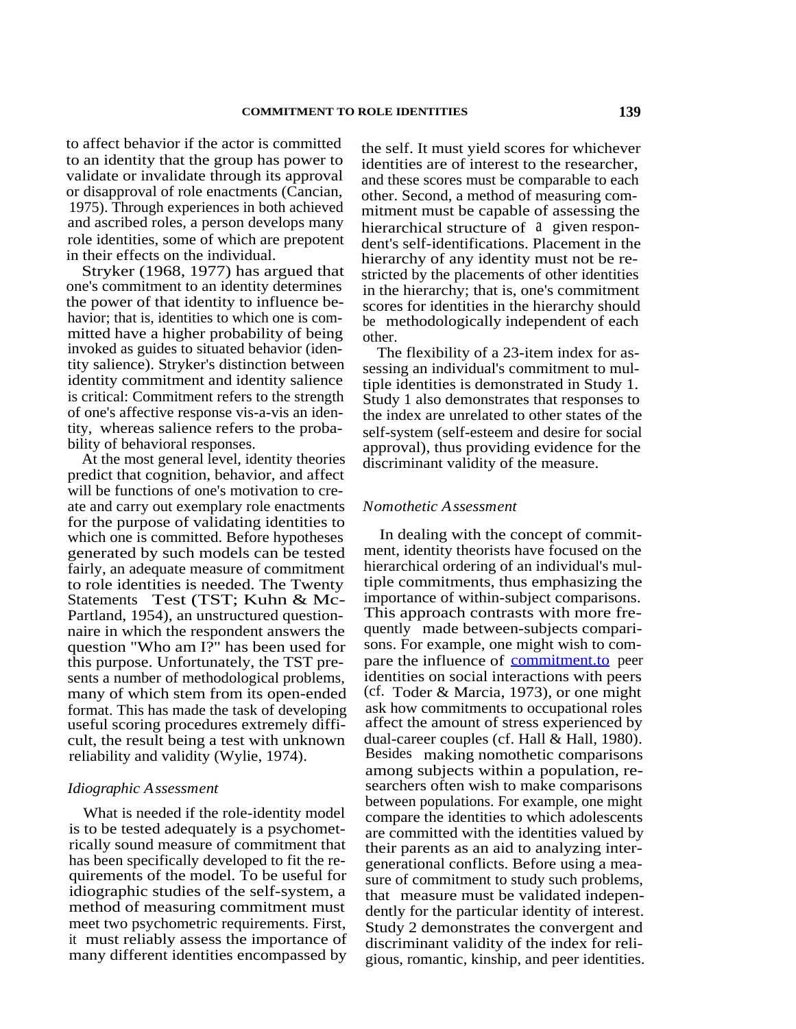to affect behavior if the actor is committed to an identity that the group has power to validate or invalidate through its approval or disapproval of role enactments (Cancian, 1975). Through experiences in both achieved and ascribed roles, a person develops many role identities, some of which are prepotent in their effects on the individual.

Stryker (1968, 1977) has argued that one's commitment to an identity determines the power of that identity to influence behavior; that is, identities to which one is committed have a higher probability of being invoked as guides to situated behavior (identity salience). Stryker's distinction between identity commitment and identity salience is critical: Commitment refers to the strength of one's affective response vis-a-vis an identity, whereas salience refers to the probability of behavioral responses.

At the most general level, identity theories predict that cognition, behavior, and affect will be functions of one's motivation to create and carry out exemplary role enactments for the purpose of validating identities to which one is committed. Before hypotheses generated by such models can be tested fairly, an adequate measure of commitment to role identities is needed. The Twenty Statements Test (TST; Kuhn & McPartland, 1954), an unstructured questionnaire in which the respondent answers the question "Who am I?" has been used for this purpose. Unfortunately, the TST presents a number of methodological problems, many of which stem from its open-ended format. This has made the task of developing useful scoring procedures extremely difficult, the result being a test with unknown reliability and validity (Wylie, 1974).

### *Idiographic Assessment*

What is needed if the role-identity model is to be tested adequately is a psychometrically sound measure of commitment that has been specifically developed to fit the requirements of the model. To be useful for idiographic studies of the self-system, a method of measuring commitment must meet two psychometric requirements. First, it must reliably assess the importance of many different identities encompassed by the self. It must yield scores for whichever identities are of interest to the researcher, and these scores must be comparable to each other. Second, a method of measuring commitment must be capable of assessing the hierarchical structure of a given respondent's self-identifications. Placement in the hierarchy of any identity must not be restricted by the placements of other identities in the hierarchy; that is, one's commitment scores for identities in the hierarchy should be methodologically independent of each other.

The flexibility of a 23-item index for assessing an individual's commitment to multiple identities is demonstrated in Study 1. Study 1 also demonstrates that responses to the index are unrelated to other states of the self-system (self-esteem and desire for social approval), thus providing evidence for the discriminant validity of the measure.

### *Nomothetic Assessment*

In dealing with the concept of commitment, identity theorists have focused on the hierarchical ordering of an individual's multiple commitments, thus emphasizing the importance of within-subject comparisons. This approach contrasts with more frequently made between-subjects comparisons. For example, one might wish to compare the influence of commitment to peer identities on social interactions with peers (cf. Toder & Marcia, 1973), or one might ask how commitments to occupational roles affect the amount of stress experienced by dual-career couples (cf. Hall & Hall, 1980). Besides making nomothetic comparisons among subjects within a population, researchers often wish to make comparisons between populations. For example, one might compare the identities to which adolescents are committed with the identities valued by their parents as an aid to analyzing intergenerational conflicts. Before using a measure of commitment to study such problems, that measure must be validated independently for the particular identity of interest. Study 2 demonstrates the convergent and discriminant validity of the index for religious, romantic, kinship, and peer identities.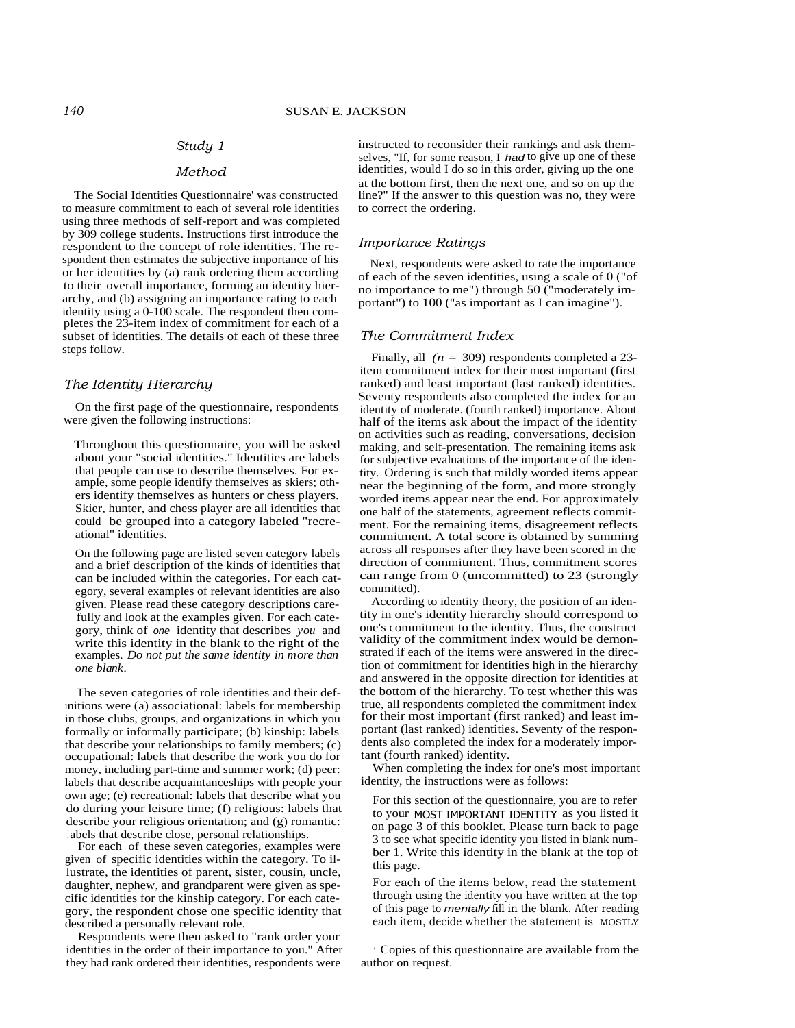## Study 1

### Method

The Social Identities Questionnaire[1] was constructed to measure commitment to each of several role identities using three methods of self-report and was completed by 309 college students. Instructions first introduce the respondent to the concept of role identities. The respondent then estimates the subjective importance of his or her identities by (a) rank ordering them according to their overall importance, forming an identity hierarchy, and (b) assigning an importance rating to each identity using a 0-100 scale. The respondent then completes the 23-item index of commitment for each of a subset of identities. The details of each of these three steps follow.

### The Identity Hierarchy

On the first page of the questionnaire, respondents were given the following instructions:

> Throughout this questionnaire, you will be asked about your "social identities." Identities are labels that people can use to describe themselves. For example, some people identify themselves as skiers; others identify themselves as hunters or chess players. Skier, hunter, and chess player are all identities that could be grouped into a category labeled "recreational" identities.
>
> On the following page are listed seven category labels and a brief description of the kinds of identities that can be included within the categories. For each category, several examples of relevant identities are also given. Please read these category descriptions carefully and look at the examples given. For each category, think of *one* identity that describes *you* and write this identity in the blank to the right of the examples. *Do not put the same identity in more than one blank*.

The seven categories of role identities and their definitions were (a) associational: labels for membership in those clubs, groups, and organizations in which you formally or informally participate; (b) kinship: labels that describe your relationships to family members; (c) occupational: labels that describe the work you do for money, including part-time and summer work; (d) peer: labels that describe acquaintanceships with people your own age; (e) recreational: labels that describe what you do during your leisure time; (f) religious: labels that describe your religious orientation; and (g) romantic: labels that describe close, personal relationships.

For each of these seven categories, examples were given of specific identities within the category. To illustrate, the identities of parent, sister, cousin, uncle, daughter, nephew, and grandparent were given as specific identities for the kinship category. For each category, the respondent chose one specific identity that described a personally relevant role.

Respondents were then asked to "rank order your identities in the order of their importance to you." After they had rank ordered their identities, respondents were instructed to reconsider their rankings and ask themselves, "If, for some reason, I *had* to give up one of these identities, would I do so in this order, giving up the one at the bottom first, then the next one, and so on up the line?" If the answer to this question was no, they were to correct the ordering.

### Importance Ratings

Next, respondents were asked to rate the importance of each of the seven identities, using a scale of 0 ("of no importance to me") through 50 ("moderately important") to 100 ("as important as I can imagine").

### The Commitment Index

Finally, all ($n$ = 309) respondents completed a 23-item commitment index for their most important (first ranked) and least important (last ranked) identities. Seventy respondents also completed the index for an identity of moderate. (fourth ranked) importance. About half of the items ask about the impact of the identity on activities such as reading, conversations, decision making, and self-presentation. The remaining items ask for subjective evaluations of the importance of the identity. Ordering is such that mildly worded items appear near the beginning of the form, and more strongly worded items appear near the end. For approximately one half of the statements, agreement reflects commitment. For the remaining items, disagreement reflects commitment. A total score is obtained by summing across all responses after they have been scored in the direction of commitment. Thus, commitment scores can range from 0 (uncommitted) to 23 (strongly committed).

According to identity theory, the position of an identity in one's identity hierarchy should correspond to one's commitment to the identity. Thus, the construct validity of the commitment index would be demonstrated if each of the items were answered in the direction of commitment for identities high in the hierarchy and answered in the opposite direction for identities at the bottom of the hierarchy. To test whether this was true, all respondents completed the commitment index for their most important (first ranked) and least important (last ranked) identities. Seventy of the respondents also completed the index for a moderately important (fourth ranked) identity.

When completing the index for one's most important identity, the instructions were as follows:

> For this section of the questionnaire, you are to refer to your MOST IMPORTANT IDENTITY as you listed it on page 3 of this booklet. Please turn back to page 3 to see what specific identity you listed in blank number 1. Write this identity in the blank at the top of this page.
>
> For each of the items below, read the statement through using the identity you have written at the top of this page to *mentally* fill in the blank. After reading each item, decide whether the statement is MOSTLY

[1] Copies of this questionnaire are available from the author on request.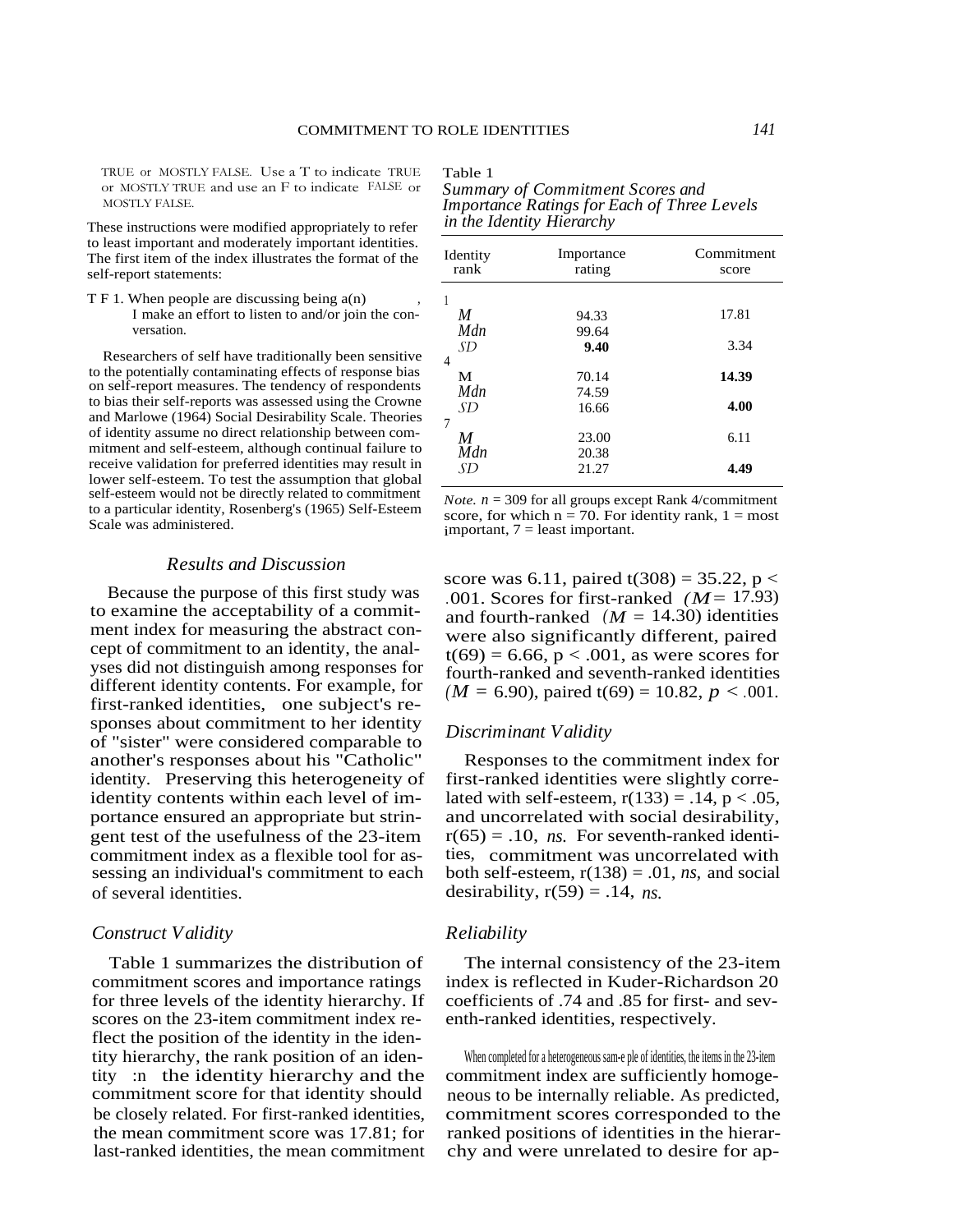TRUE or MOSTLY FALSE. Use a T to indicate TRUE or MOSTLY TRUE and use an F to indicate FALSE or MOSTLY FALSE.

These instructions were modified appropriately to refer to least important and moderately important identities. The first item of the index illustrates the format of the self-report statements:

T F 1. When people are discussing being a(n) ______, I make an effort to listen to and/or join the conversation.

Researchers of self have traditionally been sensitive to the potentially contaminating effects of response bias on self-report measures. The tendency of respondents to bias their self-reports was assessed using the Crowne and Marlowe (1964) Social Desirability Scale. Theories of identity assume no direct relationship between commitment and self-esteem, although continual failure to receive validation for preferred identities may result in lower self-esteem. To test the assumption that global self-esteem would not be directly related to commitment to a particular identity, Rosenberg's (1965) Self-Esteem Scale was administered.

## Results and Discussion

Because the purpose of this first study was to examine the acceptability of a commitment index for measuring the abstract concept of commitment to an identity, the analyses did not distinguish among responses for different identity contents. For example, for first-ranked identities, one subject's responses about commitment to her identity of "sister" were considered comparable to another's responses about his "Catholic" identity. Preserving this heterogeneity of identity contents within each level of importance ensured an appropriate but stringent test of the usefulness of the 23-item commitment index as a flexible tool for assessing an individual's commitment to each of several identities.

### Construct Validity

Table 1 summarizes the distribution of commitment scores and importance ratings for three levels of the identity hierarchy. If scores on the 23-item commitment index reflect the position of the identity in the identity hierarchy, the rank position of an identity in the identity hierarchy and the commitment score for that identity should be closely related. For first-ranked identities, the mean commitment score was 17.81; for last-ranked identities, the mean commitment score was 6.11, paired $t(308) = 35.22$, $p < .001$. Scores for first-ranked ($M = 17.93$) and fourth-ranked ($M = 14.30$) identities were also significantly different, paired $t(69) = 6.66$, $p < .001$, as were scores for fourth-ranked and seventh-ranked identities ($M = 6.90$), paired $t(69) = 10.82$, $p < .001$.

Table 1
*Summary of Commitment Scores and Importance Ratings for Each of Three Levels in the Identity Hierarchy*

| Identity rank | Importance rating | Commitment score |
|---|---|---|
| 1 | | |
| *M* | 94.33 | 17.81 |
| *Mdn* | 99.64 | |
| *SD* | 9.40 | 3.34 |
| 4 | | |
| M | 70.14 | 14.39 |
| *Mdn* | 74.59 | |
| *SD* | 16.66 | 4.00 |
| 7 | | |
| *M* | 23.00 | 6.11 |
| *Mdn* | 20.38 | |
| *SD* | 21.27 | 4.49 |

*Note.* $n = 309$ for all groups except Rank 4/commitment score, for which $n = 70$. For identity rank, 1 = most important, 7 = least important.

### Discriminant Validity

Responses to the commitment index for first-ranked identities were slightly correlated with self-esteem, $r(133) = .14$, $p < .05$, and uncorrelated with social desirability, $r(65) = .10$, *ns.* For seventh-ranked identities, commitment was uncorrelated with both self-esteem, $r(138) = .01$, *ns,* and social desirability, $r(59) = .14$, *ns.*

### Reliability

The internal consistency of the 23-item index is reflected in Kuder-Richardson 20 coefficients of .74 and .85 for first- and seventh-ranked identities, respectively.

When completed for a heterogeneous sample of identities, the items in the 23-item commitment index are sufficiently homogeneous to be internally reliable. As predicted, commitment scores corresponded to the ranked positions of identities in the hierarchy and were unrelated to desire for ap-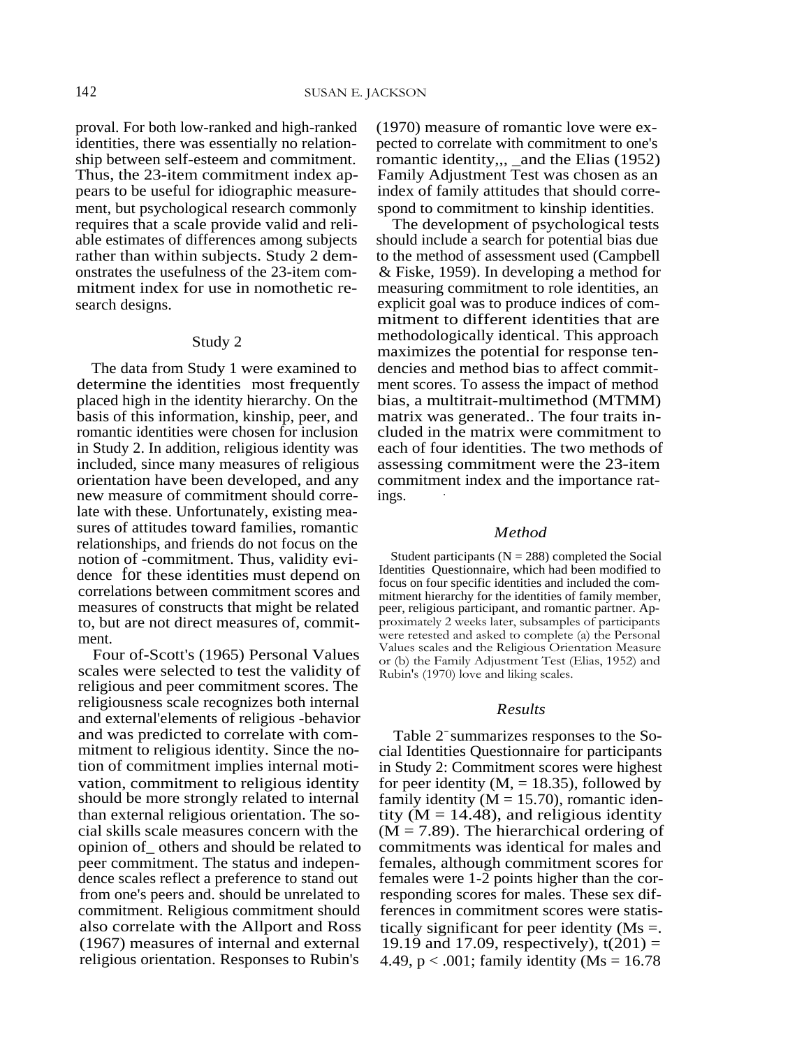proval. For both low-ranked and high-ranked identities, there was essentially no relationship between self-esteem and commitment. Thus, the 23-item commitment index appears to be useful for idiographic measurement, but psychological research commonly requires that a scale provide valid and reliable estimates of differences among subjects rather than within subjects. Study 2 demonstrates the usefulness of the 23-item commitment index for use in nomothetic research designs.

## Study 2

The data from Study 1 were examined to determine the identities most frequently placed high in the identity hierarchy. On the basis of this information, kinship, peer, and romantic identities were chosen for inclusion in Study 2. In addition, religious identity was included, since many measures of religious orientation have been developed, and any new measure of commitment should correlate with these. Unfortunately, existing measures of attitudes toward families, romantic relationships, and friends do not focus on the notion of commitment. Thus, validity evidence for these identities must depend on correlations between commitment scores and measures of constructs that might be related to, but are not direct measures of, commitment.

Four of Scott's (1965) Personal Values scales were selected to test the validity of religious and peer commitment scores. The religiousness scale recognizes both internal and external elements of religious behavior and was predicted to correlate with commitment to religious identity. Since the notion of commitment implies internal motivation, commitment to religious identity should be more strongly related to internal than external religious orientation. The social skills scale measures concern with the opinion of others and should be related to peer commitment. The status and independence scales reflect a preference to stand out from one's peers and should be unrelated to commitment. Religious commitment should also correlate with the Allport and Ross (1967) measures of internal and external religious orientation. Responses to Rubin's (1970) measure of romantic love were expected to correlate with commitment to one's romantic identity, and the Elias (1952) Family Adjustment Test was chosen as an index of family attitudes that should correspond to commitment to kinship identities.

The development of psychological tests should include a search for potential bias due to the method of assessment used (Campbell & Fiske, 1959). In developing a method for measuring commitment to role identities, an explicit goal was to produce indices of commitment to different identities that are methodologically identical. This approach maximizes the potential for response tendencies and method bias to affect commitment scores. To assess the impact of method bias, a multitrait-multimethod (MTMM) matrix was generated. The four traits included in the matrix were commitment to each of four identities. The two methods of assessing commitment were the 23-item commitment index and the importance ratings.

### *Method*

Student participants ($N = 288$) completed the Social Identities Questionnaire, which had been modified to focus on four specific identities and included the commitment hierarchy for the identities of family member, peer, religious participant, and romantic partner. Approximately 2 weeks later, subsamples of participants were retested and asked to complete (a) the Personal Values scales and the Religious Orientation Measure or (b) the Family Adjustment Test (Elias, 1952) and Rubin's (1970) love and liking scales.

### *Results*

Table 2 summarizes responses to the Social Identities Questionnaire for participants in Study 2: Commitment scores were highest for peer identity ($M = 18.35$), followed by family identity ($M = 15.70$), romantic identity ($M = 14.48$), and religious identity ($M = 7.89$). The hierarchical ordering of commitments was identical for males and females, although commitment scores for females were 1-2 points higher than the corresponding scores for males. These sex differences in commitment scores were statistically significant for peer identity ($Ms$ = 19.19 and 17.09, respectively), $t(201) = 4.49$, $p < .001$; family identity ($Ms$ = 16.78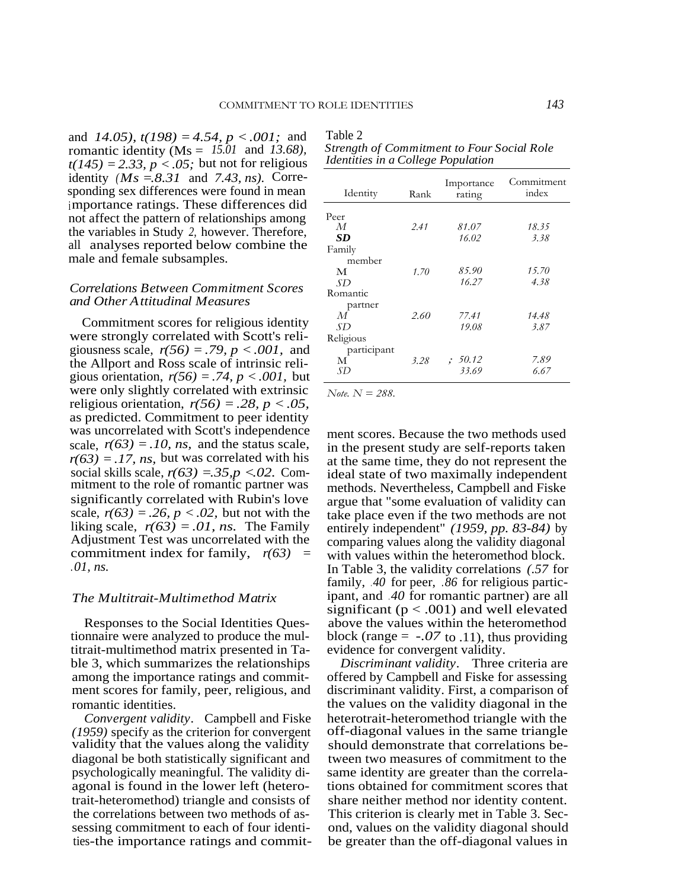and 14.05), $t(198) = 4.54$, $p < .001$; and romantic identity (Ms = 15.01 and 13.68), $t(145) = 2.33$, $p < .05$; but not for religious identity (Ms = 8.31 and 7.43, *ns*). Corresponding sex differences were found in mean importance ratings. These differences did not affect the pattern of relationships among the variables in Study 2, however. Therefore, all analyses reported below combine the male and female subsamples.

Table 2
*Strength of Commitment to Four Social Role Identities in a College Population*

| Identity | Rank | Importance rating | Commitment index |
|---|---|---|---|
| Peer | | | |
| *M* | 2.41 | 81.07 | 18.35 |
| **SD** | | 16.02 | 3.38 |
| Family member | | | |
| M | 1.70 | 85.90 | 15.70 |
| *SD* | | 16.27 | 4.38 |
| Romantic partner | | | |
| *M* | 2.60 | 77.41 | 14.48 |
| *SD* | | 19.08 | 3.87 |
| Religious participant | | | |
| M | 3.28 | 50.12 | 7.89 |
| *SD* | | 33.69 | 6.67 |

*Note.* N = 288.

### *Correlations Between Commitment Scores and Other Attitudinal Measures*

Commitment scores for religious identity were strongly correlated with Scott's religiousness scale, $r(56) = .79$, $p < .001$, and the Allport and Ross scale of intrinsic religious orientation, $r(56) = .74$, $p < .001$, but were only slightly correlated with extrinsic religious orientation, $r(56) = .28$, $p < .05$, as predicted. Commitment to peer identity was uncorrelated with Scott's independence scale, $r(63) = .10$, *ns*, and the status scale, $r(63) = .17$, *ns*, but was correlated with his social skills scale, $r(63) = .35$, $p < .02$. Commitment to the role of romantic partner was significantly correlated with Rubin's love scale, $r(63) = .26$, $p < .02$, but not with the liking scale, $r(63) = .01$, *ns*. The Family Adjustment Test was uncorrelated with the commitment index for family, $r(63) = .01$, *ns*.

### *The Multitrait-Multimethod Matrix*

Responses to the Social Identities Questionnaire were analyzed to produce the multitrait-multimethod matrix presented in Table 3, which summarizes the relationships among the importance ratings and commitment scores for family, peer, religious, and romantic identities.

*Convergent validity*. Campbell and Fiske (1959) specify as the criterion for convergent validity that the values along the validity diagonal be both statistically significant and psychologically meaningful. The validity diagonal is found in the lower left (heterotrait-heteromethod) triangle and consists of the correlations between two methods of assessing commitment to each of four identities-the importance ratings and commitment scores. Because the two methods used in the present study are self-reports taken at the same time, they do not represent the ideal state of two maximally independent methods. Nevertheless, Campbell and Fiske argue that "some evaluation of validity can take place even if the two methods are not entirely independent" (1959, pp. 83-84) by comparing values along the validity diagonal with values within the heteromethod block. In Table 3, the validity correlations (.57 for family, .40 for peer, .86 for religious participant, and .40 for romantic partner) are all significant ($p < .001$) and well elevated above the values within the heteromethod block (range = -.07 to .11), thus providing evidence for convergent validity.

*Discriminant validity*. Three criteria are offered by Campbell and Fiske for assessing discriminant validity. First, a comparison of the values on the validity diagonal in the heterotrait-heteromethod triangle with the off-diagonal values in the same triangle should demonstrate that correlations between two measures of commitment to the same identity are greater than the correlations obtained for commitment scores that share neither method nor identity content. This criterion is clearly met in Table 3. Second, values on the validity diagonal should be greater than the off-diagonal values in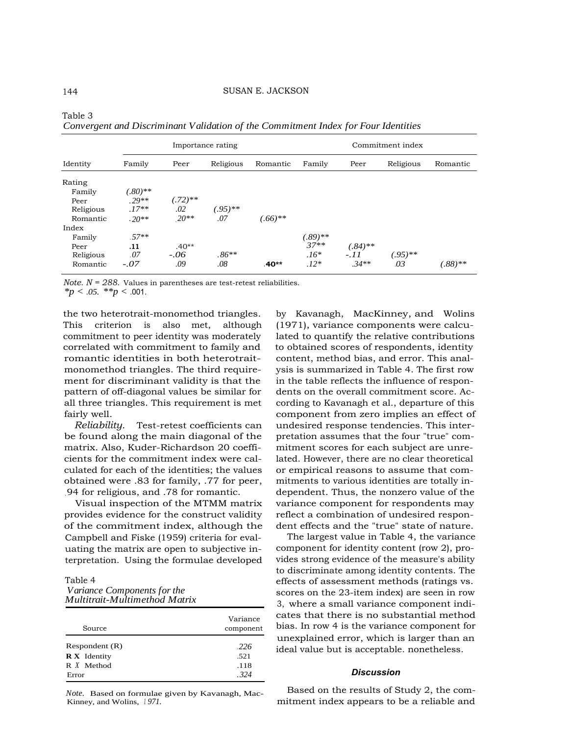Table 3
*Convergent and Discriminant Validation of the Commitment Index for Four Identities*

| | Importance rating | | | | Commitment index | | | |
|---|---|---|---|---|---|---|---|---|
| Identity | Family | Peer | Religious | Romantic | Family | Peer | Religious | Romantic |
| Rating | | | | | | | | |
| Family | (.80)** | | | | | | | |
| Peer | .29** | (.72)** | | | | | | |
| Religious | .17** | .02 | (.95)** | | | | | |
| Romantic | .20** | .20** | .07 | (.66)** | | | | |
| Index | | | | | | | | |
| Family | .57** | | | | (.89)** | | | |
| Peer | .11 | .40** | | | .37** | (.84)** | | |
| Religious | .07 | -.06 | .86** | | .16* | -.11 | (.95)** | |
| Romantic | -.07 | .09 | .08 | .40** | .12* | .34** | .03 | (.88)** |

*Note. N* = 288. Values in parentheses are test-retest reliabilities.
$*p < .05$. $**p < .001$.

the two heterotrait-monomethod triangles. This criterion is also met, although commitment to peer identity was moderately correlated with commitment to family and romantic identities in both heterotrait-monomethod triangles. The third requirement for discriminant validity is that the pattern of off-diagonal values be similar for all three triangles. This requirement is met fairly well.

*Reliability.* Test-retest coefficients can be found along the main diagonal of the matrix. Also, Kuder-Richardson 20 coefficients for the commitment index were calculated for each of the identities; the values obtained were .83 for family, .77 for peer, .94 for religious, and .78 for romantic.

Visual inspection of the MTMM matrix provides evidence for the construct validity of the commitment index, although the Campbell and Fiske (1959) criteria for evaluating the matrix are open to subjective interpretation. Using the formulae developed by Kavanagh, MacKinney, and Wolins (1971), variance components were calculated to quantify the relative contributions to obtained scores of respondents, identity content, method bias, and error. This analysis is summarized in Table 4. The first row in the table reflects the influence of respondents on the overall commitment score. According to Kavanagh et al., departure of this component from zero implies an effect of undesired response tendencies. This interpretation assumes that the four "true" commitment scores for each subject are unrelated. However, there are no clear theoretical or empirical reasons to assume that commitments to various identities are totally independent. Thus, the nonzero value of the variance component for respondents may reflect a combination of undesired respondent effects and the "true" state of nature.

Table 4
*Variance Components for the Multitrait-Multimethod Matrix*

| Source | Variance component |
|---|---|
| Respondent (R) | .226 |
| R X Identity | .521 |
| R X Method | .118 |
| Error | .324 |

*Note.* Based on formulae given by Kavanagh, MacKinney, and Wolins, 1971.

The largest value in Table 4, the variance component for identity content (row 2), provides strong evidence of the measure's ability to discriminate among identity contents. The effects of assessment methods (ratings vs. scores on the 23-item index) are seen in row 3, where a small variance component indicates that there is no substantial method bias. In row 4 is the variance component for unexplained error, which is larger than an ideal value but is acceptable. nonetheless.

### Discussion

Based on the results of Study 2, the commitment index appears to be a reliable and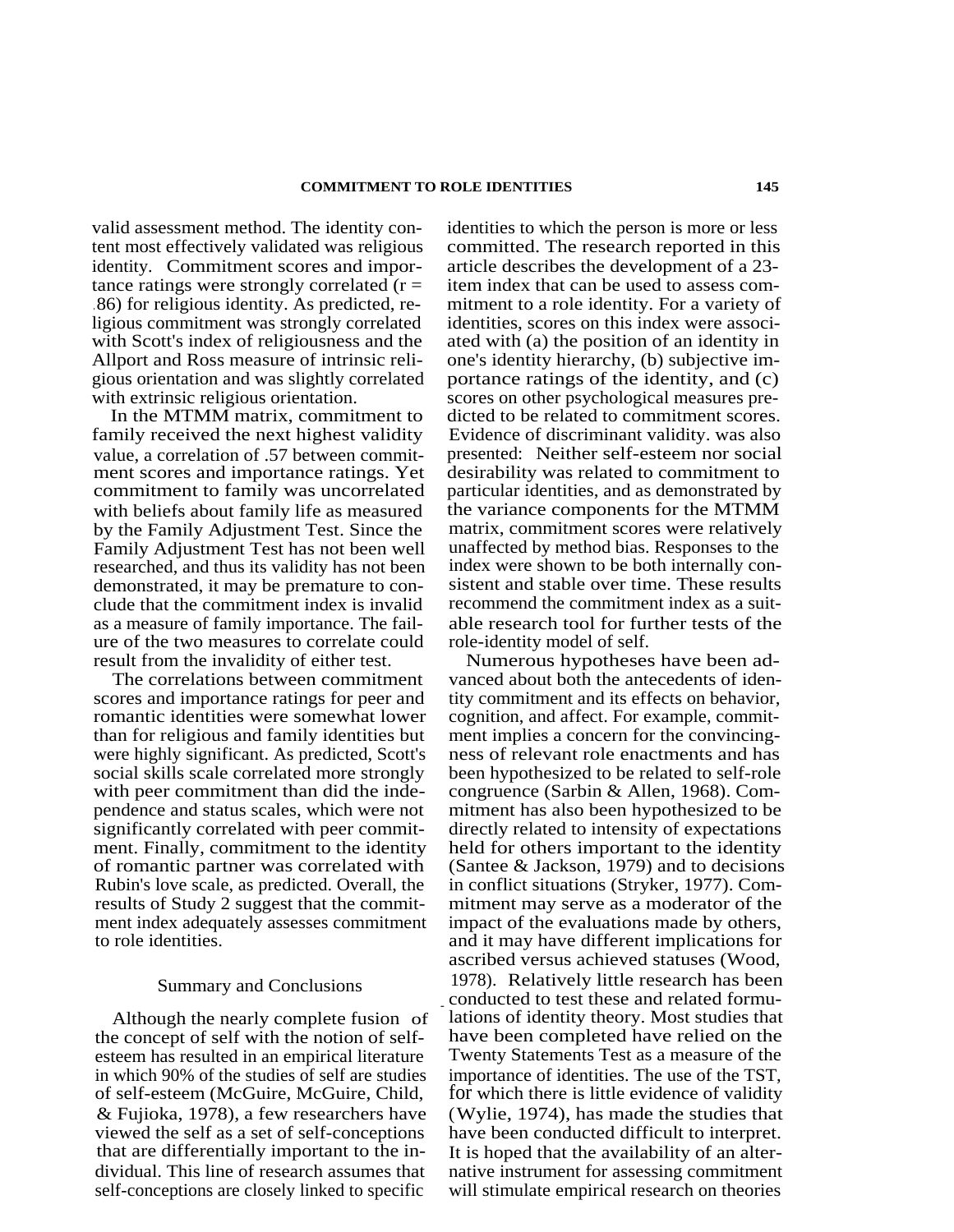valid assessment method. The identity content most effectively validated was religious identity. Commitment scores and importance ratings were strongly correlated ($r = .86$) for religious identity. As predicted, religious commitment was strongly correlated with Scott's index of religiousness and the Allport and Ross measure of intrinsic religious orientation and was slightly correlated with extrinsic religious orientation.

In the MTMM matrix, commitment to family received the next highest validity value, a correlation of .57 between commitment scores and importance ratings. Yet commitment to family was uncorrelated with beliefs about family life as measured by the Family Adjustment Test. Since the Family Adjustment Test has not been well researched, and thus its validity has not been demonstrated, it may be premature to conclude that the commitment index is invalid as a measure of family importance. The failure of the two measures to correlate could result from the invalidity of either test.

The correlations between commitment scores and importance ratings for peer and romantic identities were somewhat lower than for religious and family identities but were highly significant. As predicted, Scott's social skills scale correlated more strongly with peer commitment than did the independence and status scales, which were not significantly correlated with peer commitment. Finally, commitment to the identity of romantic partner was correlated with Rubin's love scale, as predicted. Overall, the results of Study 2 suggest that the commitment index adequately assesses commitment to role identities.

## Summary and Conclusions

Although the nearly complete fusion of the concept of self with the notion of self-esteem has resulted in an empirical literature in which 90% of the studies of self are studies of self-esteem (McGuire, McGuire, Child, & Fujioka, 1978), a few researchers have viewed the self as a set of self-conceptions that are differentially important to the individual. This line of research assumes that self-conceptions are closely linked to specific identities to which the person is more or less committed. The research reported in this article describes the development of a 23-item index that can be used to assess commitment to a role identity. For a variety of identities, scores on this index were associated with (a) the position of an identity in one's identity hierarchy, (b) subjective importance ratings of the identity, and (c) scores on other psychological measures predicted to be related to commitment scores. Evidence of discriminant validity. was also presented: Neither self-esteem nor social desirability was related to commitment to particular identities, and as demonstrated by the variance components for the MTMM matrix, commitment scores were relatively unaffected by method bias. Responses to the index were shown to be both internally consistent and stable over time. These results recommend the commitment index as a suitable research tool for further tests of the role-identity model of self.

Numerous hypotheses have been advanced about both the antecedents of identity commitment and its effects on behavior, cognition, and affect. For example, commitment implies a concern for the convincingness of relevant role enactments and has been hypothesized to be related to self-role congruence (Sarbin & Allen, 1968). Commitment has also been hypothesized to be directly related to intensity of expectations held for others important to the identity (Santee & Jackson, 1979) and to decisions in conflict situations (Stryker, 1977). Commitment may serve as a moderator of the impact of the evaluations made by others, and it may have different implications for ascribed versus achieved statuses (Wood, 1978). Relatively little research has been conducted to test these and related formulations of identity theory. Most studies that have been completed have relied on the Twenty Statements Test as a measure of the importance of identities. The use of the TST, for which there is little evidence of validity (Wylie, 1974), has made the studies that have been conducted difficult to interpret. It is hoped that the availability of an alternative instrument for assessing commitment will stimulate empirical research on theories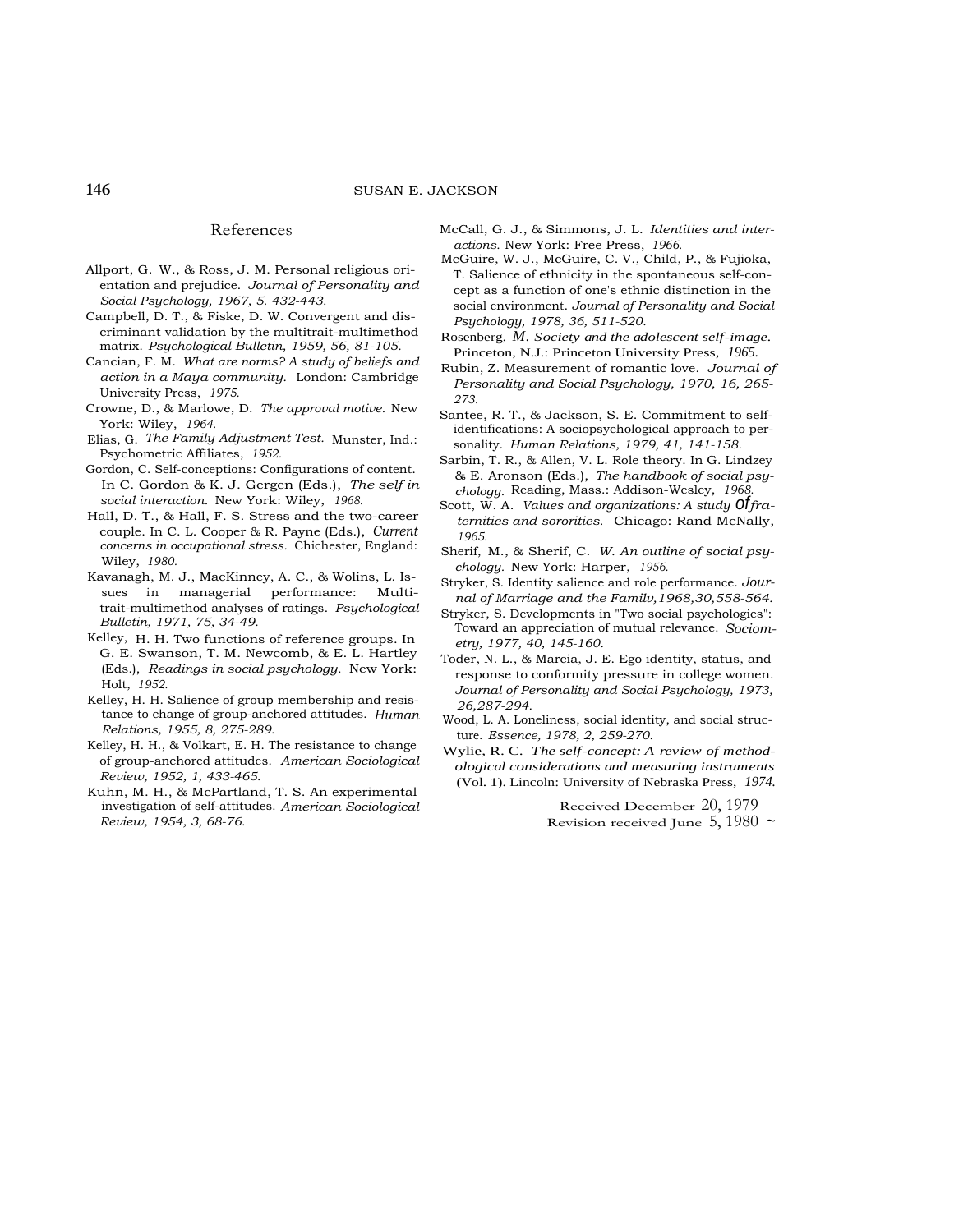## References

Allport, G. W., & Ross, J. M. Personal religious orientation and prejudice. *Journal of Personality and Social Psychology, 1967, 5.* 432-443.

Campbell, D. T., & Fiske, D. W. Convergent and discriminant validation by the multitrait-multimethod matrix. *Psychological Bulletin, 1959, 56,* 81-105.

Cancian, F. M. *What are norms? A study of beliefs and action in a Maya community.* London: Cambridge University Press, 1975.

Crowne, D., & Marlowe, D. *The approval motive.* New York: Wiley, 1964.

Elias, G. *The Family Adjustment Test.* Munster, Ind.: Psychometric Affiliates, 1952.

Gordon, C. Self-conceptions: Configurations of content. In C. Gordon & K. J. Gergen (Eds.), *The self in social interaction.* New York: Wiley, 1968.

Hall, D. T., & Hall, F. S. Stress and the two-career couple. In C. L. Cooper & R. Payne (Eds.), *Current concerns in occupational stress.* Chichester, England: Wiley, 1980.

Kavanagh, M. J., MacKinney, A. C., & Wolins, L. Issues in managerial performance: Multitrait-multimethod analyses of ratings. *Psychological Bulletin, 1971, 75,* 34-49.

Kelley, H. H. Two functions of reference groups. In G. E. Swanson, T. M. Newcomb, & E. L. Hartley (Eds.), *Readings in social psychology.* New York: Holt, 1952.

Kelley, H. H. Salience of group membership and resistance to change of group-anchored attitudes. *Human Relations, 1955, 8,* 275-289.

Kelley, H. H., & Volkart, E. H. The resistance to change of group-anchored attitudes. *American Sociological Review, 1952, 1,* 433-465.

Kuhn, M. H., & McPartland, T. S. An experimental investigation of self-attitudes. *American Sociological Review, 1954, 3,* 68-76.

McCall, G. J., & Simmons, J. L. *Identities and interactions.* New York: Free Press, 1966.

McGuire, W. J., McGuire, C. V., Child, P., & Fujioka, T. Salience of ethnicity in the spontaneous self-concept as a function of one's ethnic distinction in the social environment. *Journal of Personality and Social Psychology, 1978, 36,* 511-520.

Rosenberg, M. *Society and the adolescent self-image.* Princeton, N.J.: Princeton University Press, 1965.

Rubin, Z. Measurement of romantic love. *Journal of Personality and Social Psychology, 1970, 16,* 265-273.

Santee, R. T., & Jackson, S. E. Commitment to self-identifications: A sociopsychological approach to personality. *Human Relations, 1979, 41,* 141-158.

Sarbin, T. R., & Allen, V. L. Role theory. In G. Lindzey & E. Aronson (Eds.), *The handbook of social psychology.* Reading, Mass.: Addison-Wesley, 1968.

Scott, W. A. *Values and organizations: A study of fraternities and sororities.* Chicago: Rand McNally, 1965.

Sherif, M., & Sherif, C. W. *An outline of social psychology.* New York: Harper, 1956.

Stryker, S. Identity salience and role performance. *Journal of Marriage and the Familv,1968,30,*558-564.

Stryker, S. Developments in "Two social psychologies": Toward an appreciation of mutual relevance. *Sociometry, 1977, 40,* 145-160.

Toder, N. L., & Marcia, J. E. Ego identity, status, and response to conformity pressure in college women. *Journal of Personality and Social Psychology, 1973, 26,*287-294.

Wood, L. A. Loneliness, social identity, and social structure. *Essence, 1978, 2,* 259-270.

Wylie, R. C. *The self-concept: A review of methodological considerations and measuring instruments* (Vol. 1). Lincoln: University of Nebraska Press, 1974.

Received December 20, 1979
Revision received June 5, 1980 ~